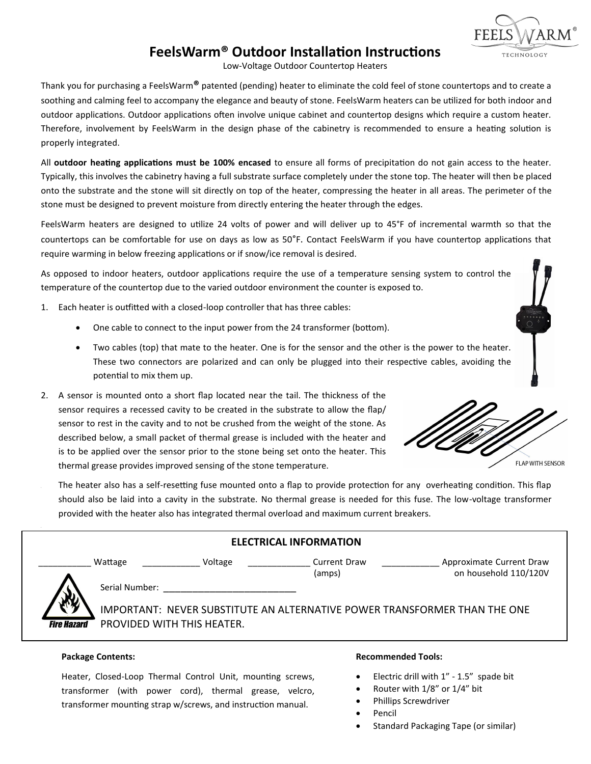# FeelsWarm® Outdoor Installation Instructions

Low-Voltage Outdoor Countertop Heaters

Thank you for purchasing a FeelsWarm® patented (pending) heater to eliminate the cold feel of stone countertops and to create a soothing and calming feel to accompany the elegance and beauty of stone. FeelsWarm heaters can be utilized for both indoor and outdoor applications. Outdoor applications often involve unique cabinet and countertop designs which require a custom heater. Therefore, involvement by FeelsWarm in the design phase of the cabinetry is recommended to ensure a heating solution is properly integrated.

All **outdoor heating applications must be 100% encased** to ensure all forms of precipitation do not gain access to the heater. Typically, this involves the cabinetry having a full substrate surface completely under the stone top. The heater will then be placed onto the substrate and the stone will sit directly on top of the heater, compressing the heater in all areas. The perimeter of the stone must be designed to prevent moisture from directly entering the heater through the edges.

FeelsWarm heaters are designed to utilize 24 volts of power and will deliver up to 45°F of incremental warmth so that the countertops can be comfortable for use on days as low as 50°F. Contact FeelsWarm if you have countertop applications that require warming in below freezing applications or if snow/ice removal is desired.

As opposed to indoor heaters, outdoor applications require the use of a temperature sensing system to control the temperature of the countertop due to the varied outdoor environment the counter is exposed to.

1. Each heater is outfitted with a closed-loop controller that has three cables:
   - One cable to connect to the input power from the 24 transformer (bottom).
   - Two cables (top) that mate to the heater. One is for the sensor and the other is the power to the heater. These two connectors are polarized and can only be plugged into their respective cables, avoiding the potential to mix them up.
2. A sensor is mounted onto a short flap located near the tail. The thickness of the sensor requires a recessed cavity to be created in the substrate to allow the flap/ sensor to rest in the cavity and to not be crushed from the weight of the stone. As described below, a small packet of thermal grease is included with the heater and is to be applied over the sensor prior to the stone being set onto the heater. This thermal grease provides improved sensing of the stone temperature.

FLAP WITH SENSOR

The heater also has a self-resetting fuse mounted onto a flap to provide protection for any overheating condition. This flap should also be laid into a cavity in the substrate. No thermal grease is needed for this fuse. The low-voltage transformer provided with the heater also has integrated thermal overload and maximum current breakers.

## ELECTRICAL INFORMATION

___________ Wattage ____________ Voltage _____________ Current Draw (amps) ____________ Approximate Current Draw on household 110/120V

Serial Number: ___________________________

Fire Hazard

IMPORTANT: NEVER SUBSTITUTE AN ALTERNATIVE POWER TRANSFORMER THAN THE ONE PROVIDED WITH THIS HEATER.

**Package Contents:**

Heater, Closed-Loop Thermal Control Unit, mounting screws, transformer (with power cord), thermal grease, velcro, transformer mounting strap w/screws, and instruction manual.

**Recommended Tools:**

- Electric drill with 1" - 1.5" spade bit
- Router with 1/8" or 1/4" bit
- Phillips Screwdriver
- Pencil
- Standard Packaging Tape (or similar)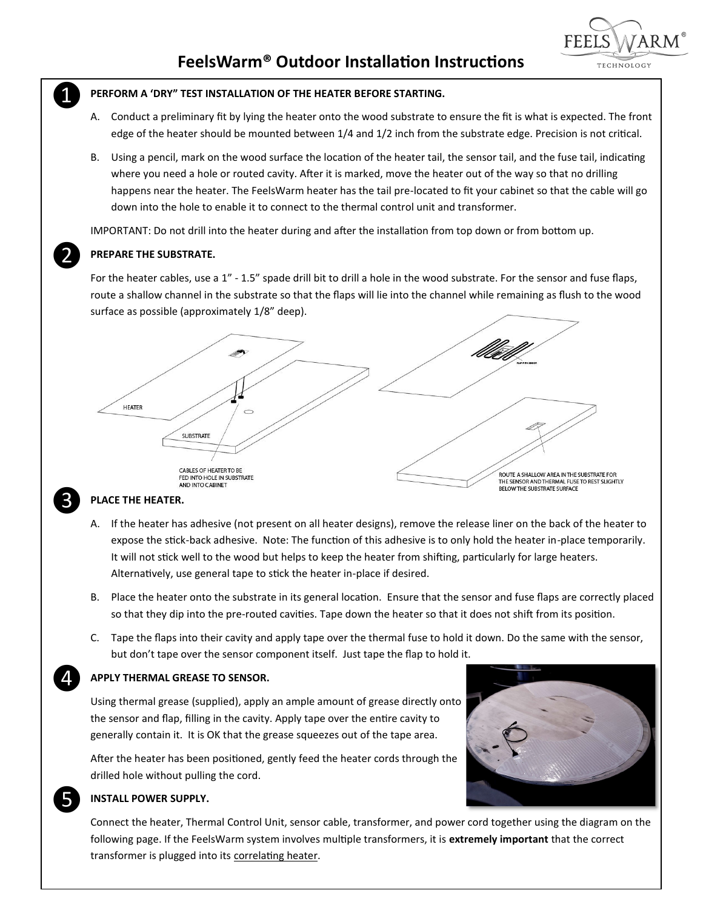# FeelsWarm® Outdoor Installation Instructions

**1. PERFORM A 'DRY" TEST INSTALLATION OF THE HEATER BEFORE STARTING.**

A. Conduct a preliminary fit by lying the heater onto the wood substrate to ensure the fit is what is expected. The front edge of the heater should be mounted between 1/4 and 1/2 inch from the substrate edge. Precision is not critical.

B. Using a pencil, mark on the wood surface the location of the heater tail, the sensor tail, and the fuse tail, indicating where you need a hole or routed cavity. After it is marked, move the heater out of the way so that no drilling happens near the heater. The FeelsWarm heater has the tail pre-located to fit your cabinet so that the cable will go down into the hole to enable it to connect to the thermal control unit and transformer.

IMPORTANT: Do not drill into the heater during and after the installation from top down or from bottom up.

**2. PREPARE THE SUBSTRATE.**

For the heater cables, use a 1" - 1.5" spade drill bit to drill a hole in the wood substrate. For the sensor and fuse flaps, route a shallow channel in the substrate so that the flaps will lie into the channel while remaining as flush to the wood surface as possible (approximately 1/8" deep).

HEATER

SUBSTRATE

CABLES OF HEATER TO BE FED INTO HOLE IN SUBSTRATE AND INTO CABINET

FLAP WITH SENSOR

ROUTE A SHALLOW AREA IN THE SUBSTRATE FOR THE SENSOR AND THERMAL FUSE TO REST SLIGHTLY BELOW THE SUBSTRATE SURFACE

**3. PLACE THE HEATER.**

A. If the heater has adhesive (not present on all heater designs), remove the release liner on the back of the heater to expose the stick-back adhesive. Note: The function of this adhesive is to only hold the heater in-place temporarily. It will not stick well to the wood but helps to keep the heater from shifting, particularly for large heaters. Alternatively, use general tape to stick the heater in-place if desired.

B. Place the heater onto the substrate in its general location. Ensure that the sensor and fuse flaps are correctly placed so that they dip into the pre-routed cavities. Tape down the heater so that it does not shift from its position.

C. Tape the flaps into their cavity and apply tape over the thermal fuse to hold it down. Do the same with the sensor, but don't tape over the sensor component itself. Just tape the flap to hold it.

**4. APPLY THERMAL GREASE TO SENSOR.**

Using thermal grease (supplied), apply an ample amount of grease directly onto the sensor and flap, filling in the cavity. Apply tape over the entire cavity to generally contain it. It is OK that the grease squeezes out of the tape area.

After the heater has been positioned, gently feed the heater cords through the drilled hole without pulling the cord.

**5. INSTALL POWER SUPPLY.**

Connect the heater, Thermal Control Unit, sensor cable, transformer, and power cord together using the diagram on the following page. If the FeelsWarm system involves multiple transformers, it is **extremely important** that the correct transformer is plugged into its correlating heater.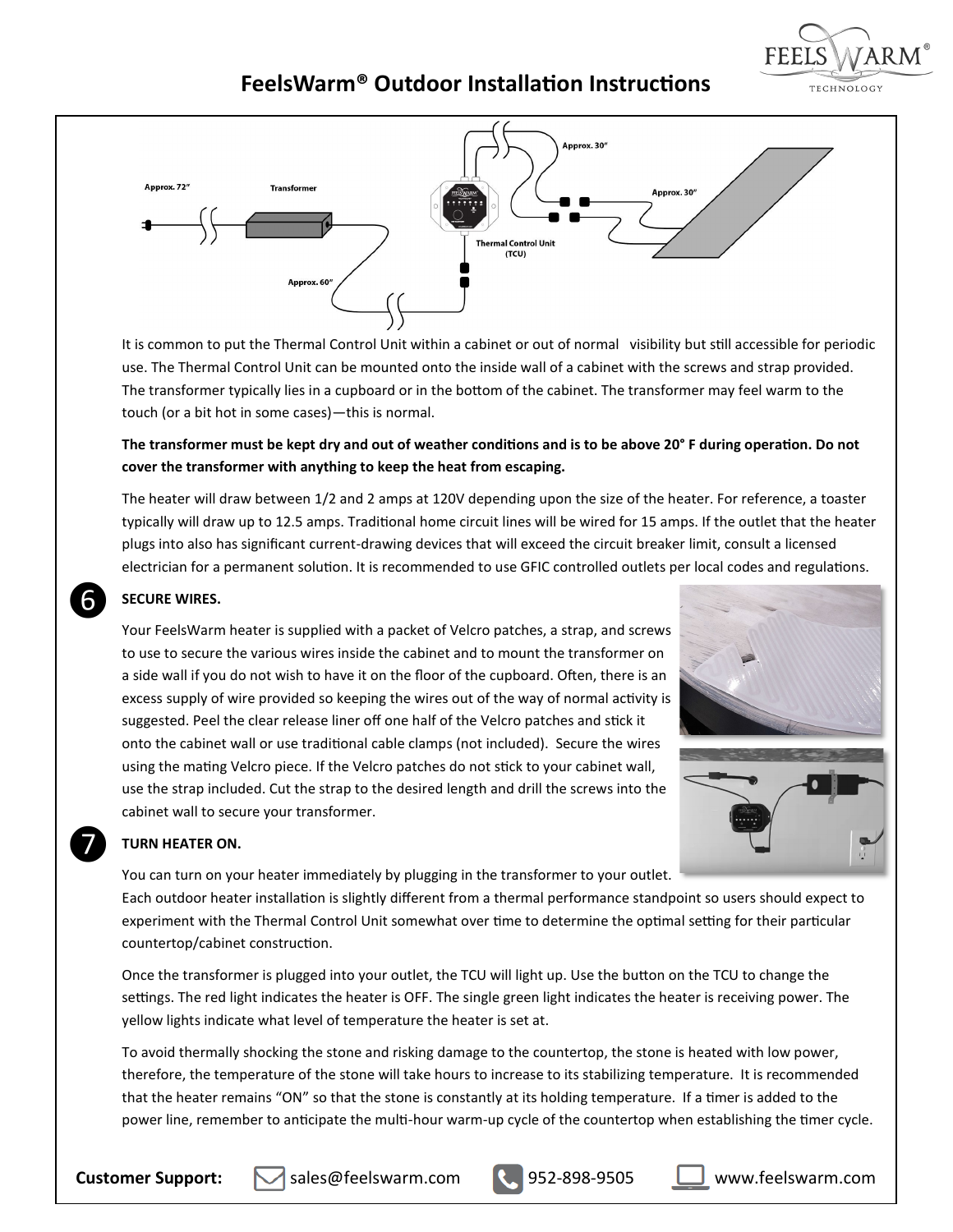# FeelsWarm® Outdoor Installation Instructions

Approx. 72"

Transformer

Approx. 60"

Thermal Control Unit (TCU)

Approx. 30"

Approx. 30"

It is common to put the Thermal Control Unit within a cabinet or out of normal visibility but still accessible for periodic use. The Thermal Control Unit can be mounted onto the inside wall of a cabinet with the screws and strap provided. The transformer typically lies in a cupboard or in the bottom of the cabinet. The transformer may feel warm to the touch (or a bit hot in some cases)—this is normal.

**The transformer must be kept dry and out of weather conditions and is to be above 20° F during operation. Do not cover the transformer with anything to keep the heat from escaping.**

The heater will draw between 1/2 and 2 amps at 120V depending upon the size of the heater. For reference, a toaster typically will draw up to 12.5 amps. Traditional home circuit lines will be wired for 15 amps. If the outlet that the heater plugs into also has significant current-drawing devices that will exceed the circuit breaker limit, consult a licensed electrician for a permanent solution. It is recommended to use GFIC controlled outlets per local codes and regulations.

## 6 SECURE WIRES.

Your FeelsWarm heater is supplied with a packet of Velcro patches, a strap, and screws to use to secure the various wires inside the cabinet and to mount the transformer on a side wall if you do not wish to have it on the floor of the cupboard. Often, there is an excess supply of wire provided so keeping the wires out of the way of normal activity is suggested. Peel the clear release liner off one half of the Velcro patches and stick it onto the cabinet wall or use traditional cable clamps (not included). Secure the wires using the mating Velcro piece. If the Velcro patches do not stick to your cabinet wall, use the strap included. Cut the strap to the desired length and drill the screws into the cabinet wall to secure your transformer.

## 7 TURN HEATER ON.

You can turn on your heater immediately by plugging in the transformer to your outlet. Each outdoor heater installation is slightly different from a thermal performance standpoint so users should expect to experiment with the Thermal Control Unit somewhat over time to determine the optimal setting for their particular countertop/cabinet construction.

Once the transformer is plugged into your outlet, the TCU will light up. Use the button on the TCU to change the settings. The red light indicates the heater is OFF. The single green light indicates the heater is receiving power. The yellow lights indicate what level of temperature the heater is set at.

To avoid thermally shocking the stone and risking damage to the countertop, the stone is heated with low power, therefore, the temperature of the stone will take hours to increase to its stabilizing temperature. It is recommended that the heater remains "ON" so that the stone is constantly at its holding temperature. If a timer is added to the power line, remember to anticipate the multi-hour warm-up cycle of the countertop when establishing the timer cycle.

**Customer Support:** sales@feelswarm.com 952-898-9505 www.feelswarm.com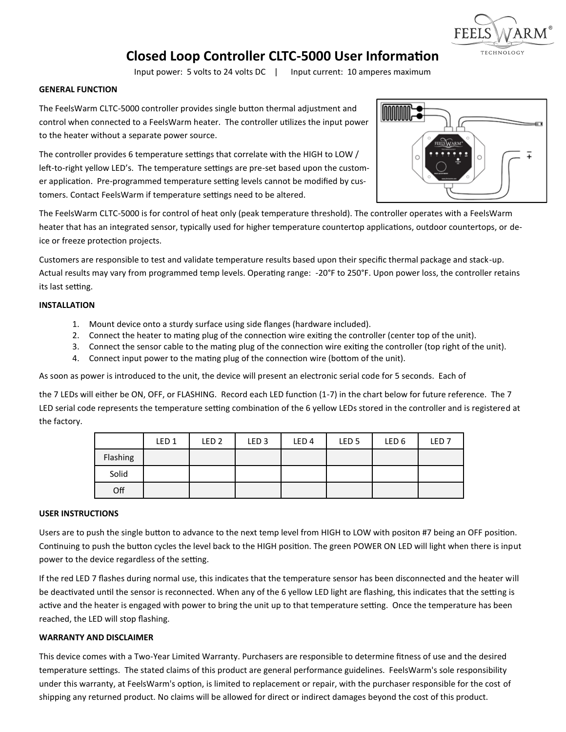# Closed Loop Controller CLTC-5000 User Information

Input power: 5 volts to 24 volts DC | Input current: 10 amperes maximum

**GENERAL FUNCTION**

The FeelsWarm CLTC-5000 controller provides single button thermal adjustment and control when connected to a FeelsWarm heater. The controller utilizes the input power to the heater without a separate power source.

The controller provides 6 temperature settings that correlate with the HIGH to LOW / left-to-right yellow LED's. The temperature settings are pre-set based upon the customer application. Pre-programmed temperature setting levels cannot be modified by customers. Contact FeelsWarm if temperature settings need to be altered.

The FeelsWarm CLTC-5000 is for control of heat only (peak temperature threshold). The controller operates with a FeelsWarm heater that has an integrated sensor, typically used for higher temperature countertop applications, outdoor countertops, or de-ice or freeze protection projects.

Customers are responsible to test and validate temperature results based upon their specific thermal package and stack-up. Actual results may vary from programmed temp levels. Operating range: -20°F to 250°F. Upon power loss, the controller retains its last setting.

**INSTALLATION**

1. Mount device onto a sturdy surface using side flanges (hardware included).
2. Connect the heater to mating plug of the connection wire exiting the controller (center top of the unit).
3. Connect the sensor cable to the mating plug of the connection wire exiting the controller (top right of the unit).
4. Connect input power to the mating plug of the connection wire (bottom of the unit).

As soon as power is introduced to the unit, the device will present an electronic serial code for 5 seconds. Each of

the 7 LEDs will either be ON, OFF, or FLASHING. Record each LED function (1-7) in the chart below for future reference. The 7 LED serial code represents the temperature setting combination of the 6 yellow LEDs stored in the controller and is registered at the factory.

| | LED 1 | LED 2 | LED 3 | LED 4 | LED 5 | LED 6 | LED 7 |
|---|---|---|---|---|---|---|---|
| Flashing | | | | | | | |
| Solid | | | | | | | |
| Off | | | | | | | |

**USER INSTRUCTIONS**

Users are to push the single button to advance to the next temp level from HIGH to LOW with positon #7 being an OFF position. Continuing to push the button cycles the level back to the HIGH position. The green POWER ON LED will light when there is input power to the device regardless of the setting.

If the red LED 7 flashes during normal use, this indicates that the temperature sensor has been disconnected and the heater will be deactivated until the sensor is reconnected. When any of the 6 yellow LED light are flashing, this indicates that the setting is active and the heater is engaged with power to bring the unit up to that temperature setting. Once the temperature has been reached, the LED will stop flashing.

**WARRANTY AND DISCLAIMER**

This device comes with a Two-Year Limited Warranty. Purchasers are responsible to determine fitness of use and the desired temperature settings. The stated claims of this product are general performance guidelines. FeelsWarm's sole responsibility under this warranty, at FeelsWarm's option, is limited to replacement or repair, with the purchaser responsible for the cost of shipping any returned product. No claims will be allowed for direct or indirect damages beyond the cost of this product.